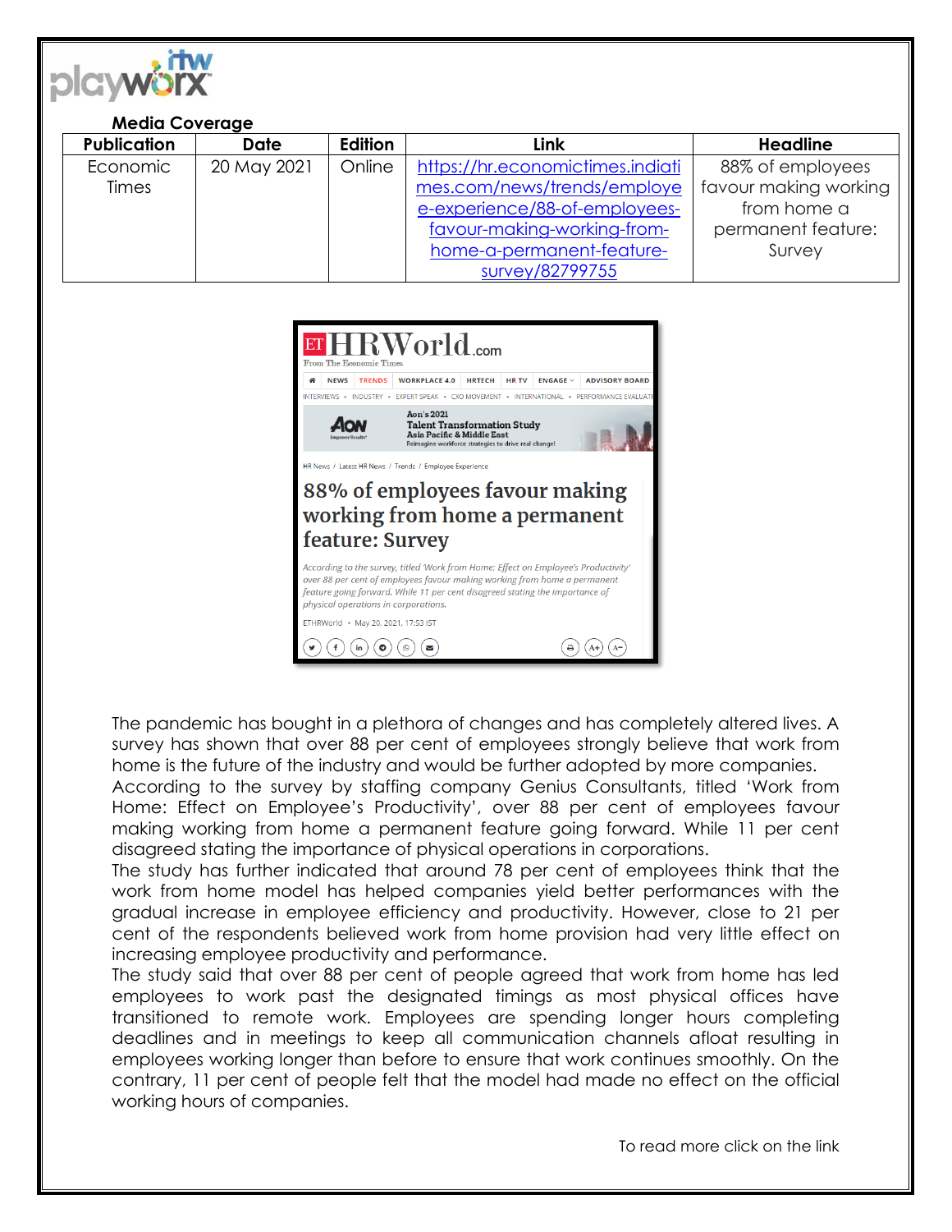**Media Coverage**

| Publication | Date | Edition | Link | Headline |
| --- | --- | --- | --- | --- |
| Economic Times | 20 May 2021 | Online | https://hr.economictimes.indiatimes.com/news/trends/employee-experience/88-of-employees-favour-making-working-from-home-a-permanent-feature-survey/82799755 | 88% of employees favour making working from home a permanent feature: Survey |

The pandemic has bought in a plethora of changes and has completely altered lives. A survey has shown that over 88 per cent of employees strongly believe that work from home is the future of the industry and would be further adopted by more companies.
According to the survey by staffing company Genius Consultants, titled 'Work from Home: Effect on Employee's Productivity', over 88 per cent of employees favour making working from home a permanent feature going forward. While 11 per cent disagreed stating the importance of physical operations in corporations.
The study has further indicated that around 78 per cent of employees think that the work from home model has helped companies yield better performances with the gradual increase in employee efficiency and productivity. However, close to 21 per cent of the respondents believed work from home provision had very little effect on increasing employee productivity and performance.
The study said that over 88 per cent of people agreed that work from home has led employees to work past the designated timings as most physical offices have transitioned to remote work. Employees are spending longer hours completing deadlines and in meetings to keep all communication channels afloat resulting in employees working longer than before to ensure that work continues smoothly. On the contrary, 11 per cent of people felt that the model had made no effect on the official working hours of companies.

To read more click on the link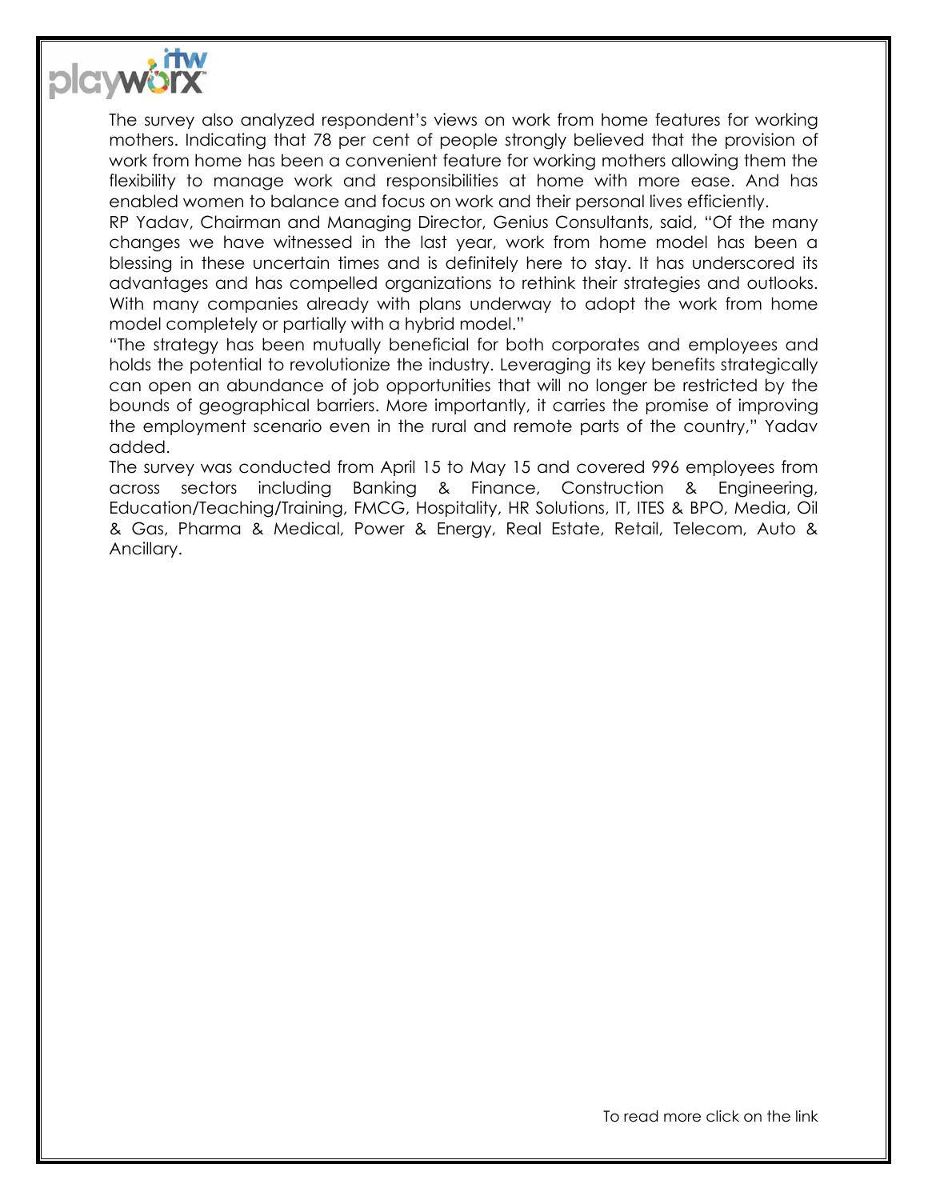The survey also analyzed respondent's views on work from home features for working mothers. Indicating that 78 per cent of people strongly believed that the provision of work from home has been a convenient feature for working mothers allowing them the flexibility to manage work and responsibilities at home with more ease. And has enabled women to balance and focus on work and their personal lives efficiently.

RP Yadav, Chairman and Managing Director, Genius Consultants, said, "Of the many changes we have witnessed in the last year, work from home model has been a blessing in these uncertain times and is definitely here to stay. It has underscored its advantages and has compelled organizations to rethink their strategies and outlooks. With many companies already with plans underway to adopt the work from home model completely or partially with a hybrid model."

"The strategy has been mutually beneficial for both corporates and employees and holds the potential to revolutionize the industry. Leveraging its key benefits strategically can open an abundance of job opportunities that will no longer be restricted by the bounds of geographical barriers. More importantly, it carries the promise of improving the employment scenario even in the rural and remote parts of the country," Yadav added.

The survey was conducted from April 15 to May 15 and covered 996 employees from across sectors including Banking & Finance, Construction & Engineering, Education/Teaching/Training, FMCG, Hospitality, HR Solutions, IT, ITES & BPO, Media, Oil & Gas, Pharma & Medical, Power & Energy, Real Estate, Retail, Telecom, Auto & Ancillary.

To read more click on the link